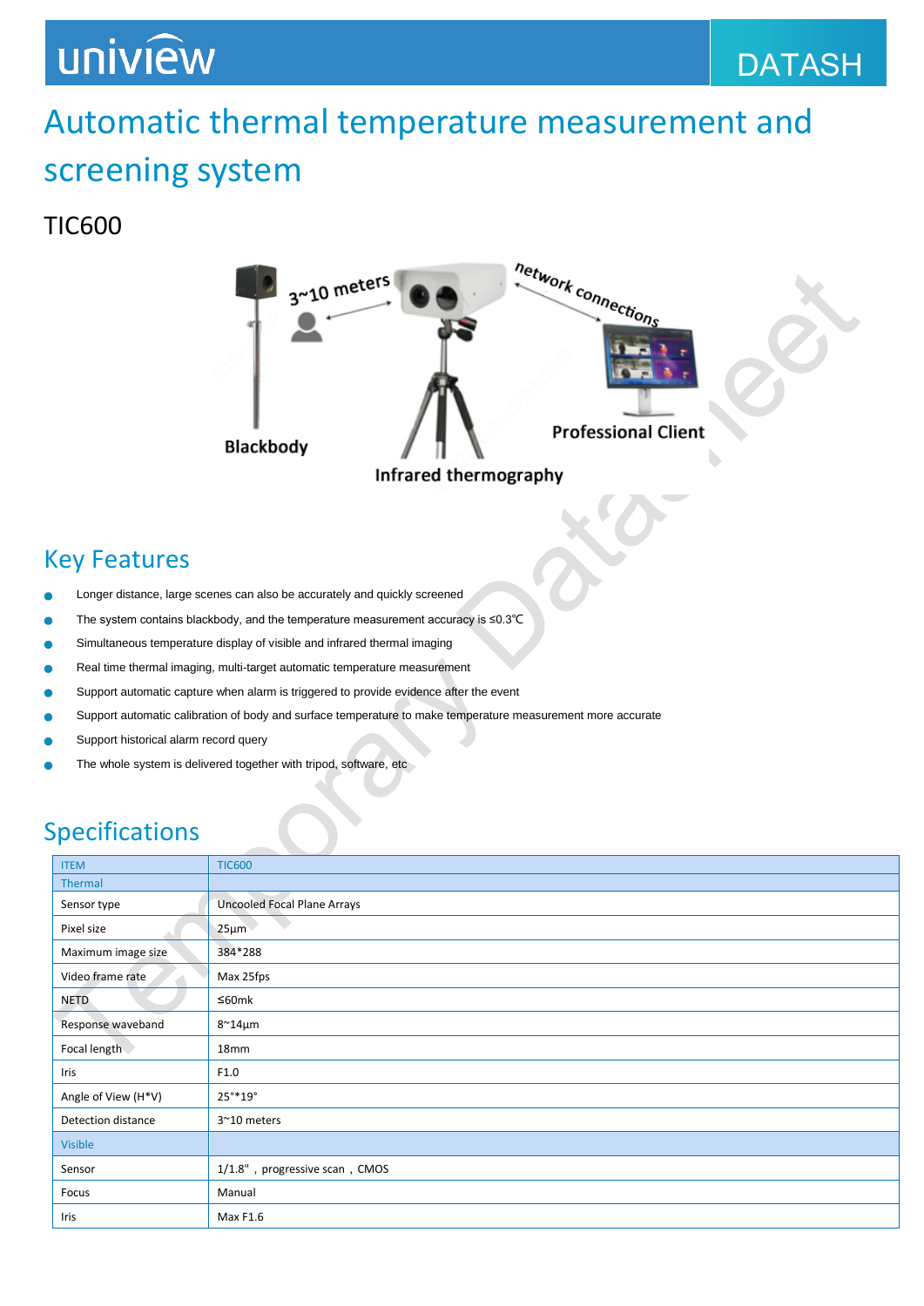# Automatic thermal temperature measurement and screening system

## TIC600

Blackbody

3~10 meters

network connections

Professional Client

Infrared thermography

## Key Features

- Longer distance, large scenes can also be accurately and quickly screened
- The system contains blackbody, and the temperature measurement accuracy is ≤0.3℃
- Simultaneous temperature display of visible and infrared thermal imaging
- Real time thermal imaging, multi-target automatic temperature measurement
- Support automatic capture when alarm is triggered to provide evidence after the event
- Support automatic calibration of body and surface temperature to make temperature measurement more accurate
- Support historical alarm record query
- The whole system is delivered together with tripod, software, etc

## Specifications

| ITEM | TIC600 |
|---|---|
| Thermal | |
| Sensor type | Uncooled Focal Plane Arrays |
| Pixel size | 25μm |
| Maximum image size | 384*288 |
| Video frame rate | Max 25fps |
| NETD | ≤60mk |
| Response waveband | 8~14μm |
| Focal length | 18mm |
| Iris | F1.0 |
| Angle of View (H*V) | 25°*19° |
| Detection distance | 3~10 meters |
| Visible | |
| Sensor | 1/1.8", progressive scan, CMOS |
| Focus | Manual |
| Iris | Max F1.6 |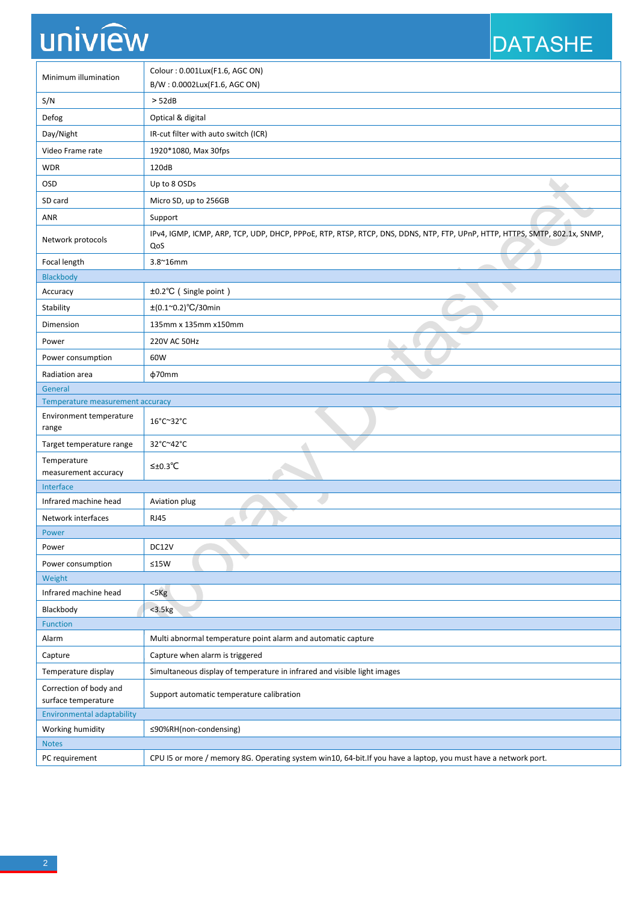| | |
|---|---|
| Minimum illumination | Colour : 0.001Lux(F1.6, AGC ON)<br>B/W : 0.0002Lux(F1.6, AGC ON) |
| S/N | ＞52dB |
| Defog | Optical & digital |
| Day/Night | IR-cut filter with auto switch (ICR) |
| Video Frame rate | 1920*1080, Max 30fps |
| WDR | 120dB |
| OSD | Up to 8 OSDs |
| SD card | Micro SD, up to 256GB |
| ANR | Support |
| Network protocols | IPv4, IGMP, ICMP, ARP, TCP, UDP, DHCP, PPPoE, RTP, RTSP, RTCP, DNS, DDNS, NTP, FTP, UPnP, HTTP, HTTPS, SMTP, 802.1x, SNMP, QoS |
| Focal length | 3.8~16mm |
| **Blackbody** | |
| Accuracy | ±0.2℃（Single point） |
| Stability | ±(0.1~0.2)℃/30min |
| Dimension | 135mm x 135mm x150mm |
| Power | 220V AC 50Hz |
| Power consumption | 60W |
| Radiation area | ф70mm |
| **General** | |
| **Temperature measurement accuracy** | |
| Environment temperature range | 16°C~32°C |
| Target temperature range | 32°C~42°C |
| Temperature measurement accuracy | ≤±0.3℃ |
| **Interface** | |
| Infrared machine head | Aviation plug |
| Network interfaces | RJ45 |
| **Power** | |
| Power | DC12V |
| Power consumption | ≤15W |
| **Weight** | |
| Infrared machine head | <5Kg |
| Blackbody | <3.5kg |
| **Function** | |
| Alarm | Multi abnormal temperature point alarm and automatic capture |
| Capture | Capture when alarm is triggered |
| Temperature display | Simultaneous display of temperature in infrared and visible light images |
| Correction of body and surface temperature | Support automatic temperature calibration |
| **Environmental adaptability** | |
| Working humidity | ≤90%RH(non-condensing) |
| **Notes** | |
| PC requirement | CPU I5 or more / memory 8G. Operating system win10, 64-bit.If you have a laptop, you must have a network port. |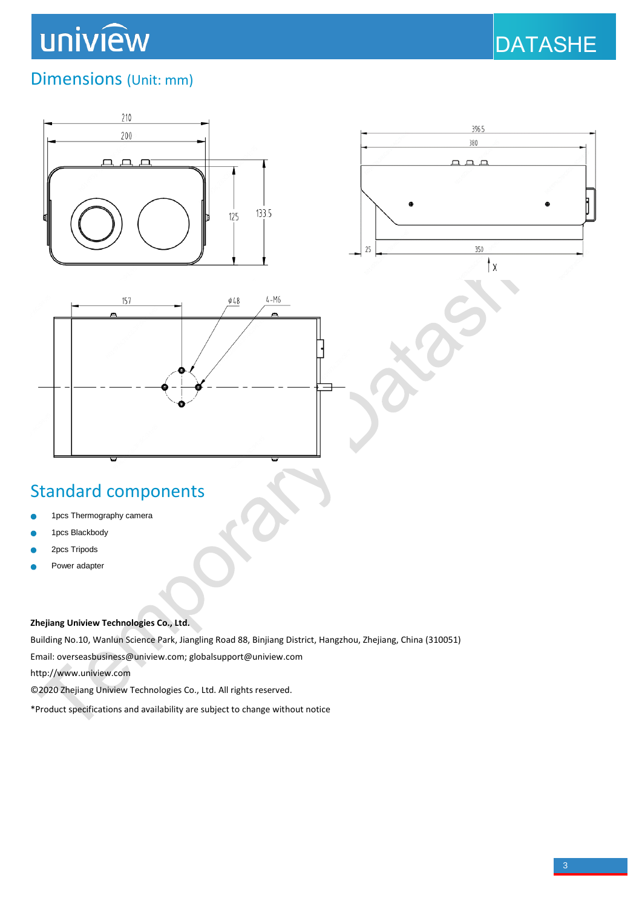## Dimensions (Unit: mm)

210
200
125
133.5
396.5
380
25
350
X
157
ø48
4-M6

## Standard components

- 1pcs Thermography camera
- 1pcs Blackbody
- 2pcs Tripods
- Power adapter

**Zhejiang Uniview Technologies Co., Ltd.**

Building No.10, Wanlun Science Park, Jiangling Road 88, Binjiang District, Hangzhou, Zhejiang, China (310051)

Email: overseasbusiness@uniview.com; globalsupport@uniview.com

http://www.uniview.com

©2020 Zhejiang Uniview Technologies Co., Ltd. All rights reserved.

*Product specifications and availability are subject to change without notice